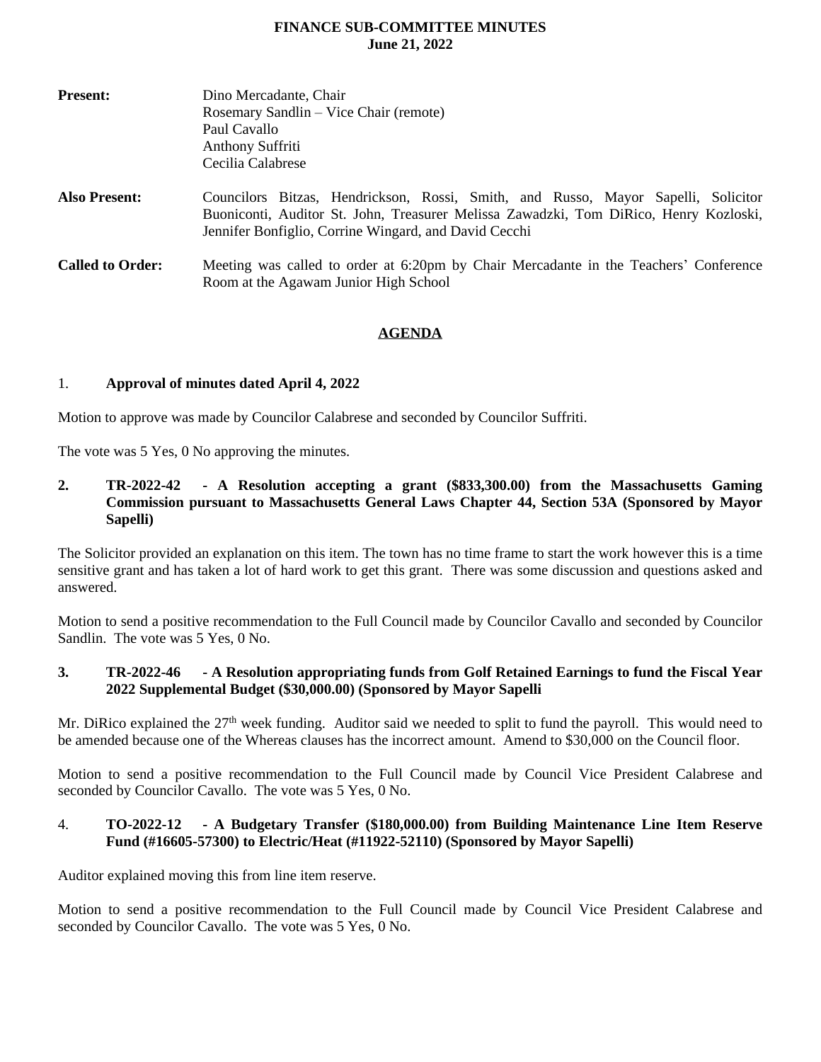# FINANCE SUB-COMMITTEE MINUTES
**June 21, 2022**

**Present:** Dino Mercadante, Chair
Rosemary Sandlin – Vice Chair (remote)
Paul Cavallo
Anthony Suffriti
Cecilia Calabrese

**Also Present:** Councilors Bitzas, Hendrickson, Rossi, Smith, and Russo, Mayor Sapelli, Solicitor Buoniconti, Auditor St. John, Treasurer Melissa Zawadzki, Tom DiRico, Henry Kozloski, Jennifer Bonfiglio, Corrine Wingard, and David Cecchi

**Called to Order:** Meeting was called to order at 6:20pm by Chair Mercadante in the Teachers' Conference Room at the Agawam Junior High School

## AGENDA

1. **Approval of minutes dated April 4, 2022**

Motion to approve was made by Councilor Calabrese and seconded by Councilor Suffriti.

The vote was 5 Yes, 0 No approving the minutes.

2. **TR-2022-42 - A Resolution accepting a grant ($833,300.00) from the Massachusetts Gaming Commission pursuant to Massachusetts General Laws Chapter 44, Section 53A (Sponsored by Mayor Sapelli)**

The Solicitor provided an explanation on this item. The town has no time frame to start the work however this is a time sensitive grant and has taken a lot of hard work to get this grant. There was some discussion and questions asked and answered.

Motion to send a positive recommendation to the Full Council made by Councilor Cavallo and seconded by Councilor Sandlin. The vote was 5 Yes, 0 No.

3. **TR-2022-46 - A Resolution appropriating funds from Golf Retained Earnings to fund the Fiscal Year 2022 Supplemental Budget ($30,000.00) (Sponsored by Mayor Sapelli**

Mr. DiRico explained the 27th week funding. Auditor said we needed to split to fund the payroll. This would need to be amended because one of the Whereas clauses has the incorrect amount. Amend to $30,000 on the Council floor.

Motion to send a positive recommendation to the Full Council made by Council Vice President Calabrese and seconded by Councilor Cavallo. The vote was 5 Yes, 0 No.

4. **TO-2022-12 - A Budgetary Transfer ($180,000.00) from Building Maintenance Line Item Reserve Fund (#16605-57300) to Electric/Heat (#11922-52110) (Sponsored by Mayor Sapelli)**

Auditor explained moving this from line item reserve.

Motion to send a positive recommendation to the Full Council made by Council Vice President Calabrese and seconded by Councilor Cavallo. The vote was 5 Yes, 0 No.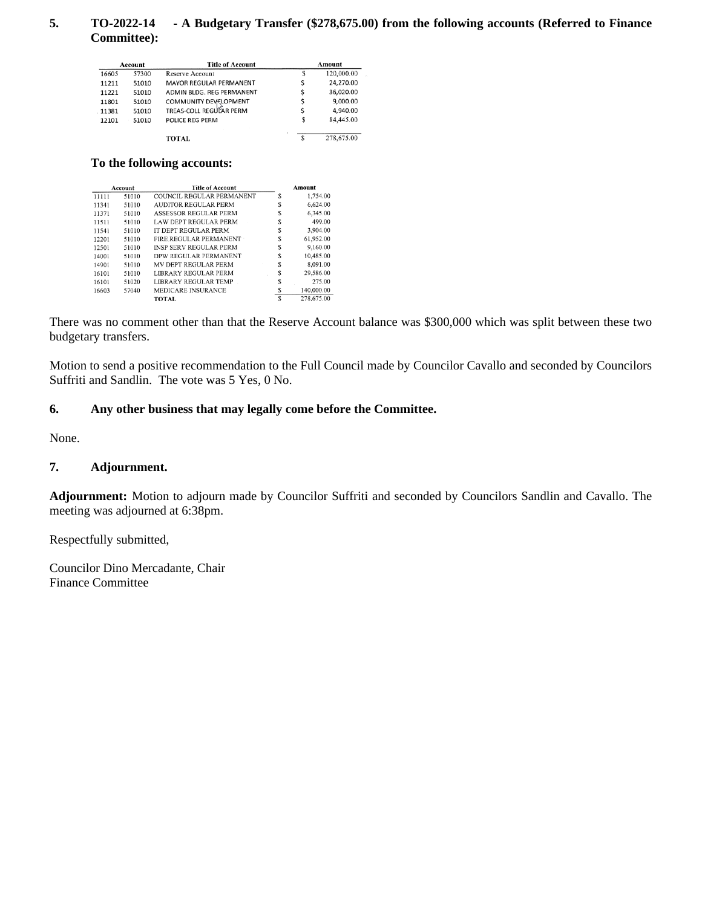5. **TO-2022-14 - A Budgetary Transfer ($278,675.00) from the following accounts (Referred to Finance Committee):**

| Account | | Title of Account | Amount |
|---|---|---|---|
| 16605 | 57300 | Reserve Account | $ 120,000.00 |
| 11211 | 51010 | MAYOR REGULAR PERMANENT | $ 24,270.00 |
| 11221 | 51010 | ADMIN BLDG. REG PERMANENT | $ 36,020.00 |
| 11801 | 51010 | COMMUNITY DEVELOPMENT | $ 9,000.00 |
| 11381 | 51010 | TREAS-COLL REGULAR PERM | $ 4,940.00 |
| 12101 | 51010 | POLICE REG PERM | $ 84,445.00 |
| | | TOTAL | $ 278,675.00 |

**To the following accounts:**

| Account | | Title of Account | Amount |
|---|---|---|---|
| 11111 | 51010 | COUNCIL REGULAR PERMANENT | $ 1,754.00 |
| 11341 | 51010 | AUDITOR REGULAR PERM | $ 6,624.00 |
| 11371 | 51010 | ASSESSOR REGULAR PERM | $ 6,345.00 |
| 11511 | 51010 | LAW DEPT REGULAR PERM | $ 499.00 |
| 11541 | 51010 | IT DEPT REGULAR PERM | $ 3,904.00 |
| 12201 | 51010 | FIRE REGULAR PERMANENT | $ 61,952.00 |
| 12501 | 51010 | INSP SERV REGULAR PERM | $ 9,160.00 |
| 14001 | 51010 | DPW REGULAR PERMANENT | $ 10,485.00 |
| 14901 | 51010 | MV DEPT REGULAR PERM | $ 8,091.00 |
| 16101 | 51010 | LIBRARY REGULAR PERM | $ 29,586.00 |
| 16101 | 51020 | LIBRARY REGULAR TEMP | $ 275.00 |
| 16603 | 57040 | MEDICARE INSURANCE | $ 140,000.00 |
| | | TOTAL | $ 278,675.00 |

There was no comment other than that the Reserve Account balance was $300,000 which was split between these two budgetary transfers.

Motion to send a positive recommendation to the Full Council made by Councilor Cavallo and seconded by Councilors Suffriti and Sandlin. The vote was 5 Yes, 0 No.

6. **Any other business that may legally come before the Committee.**

None.

7. **Adjournment.**

**Adjournment:** Motion to adjourn made by Councilor Suffriti and seconded by Councilors Sandlin and Cavallo. The meeting was adjourned at 6:38pm.

Respectfully submitted,

Councilor Dino Mercadante, Chair
Finance Committee